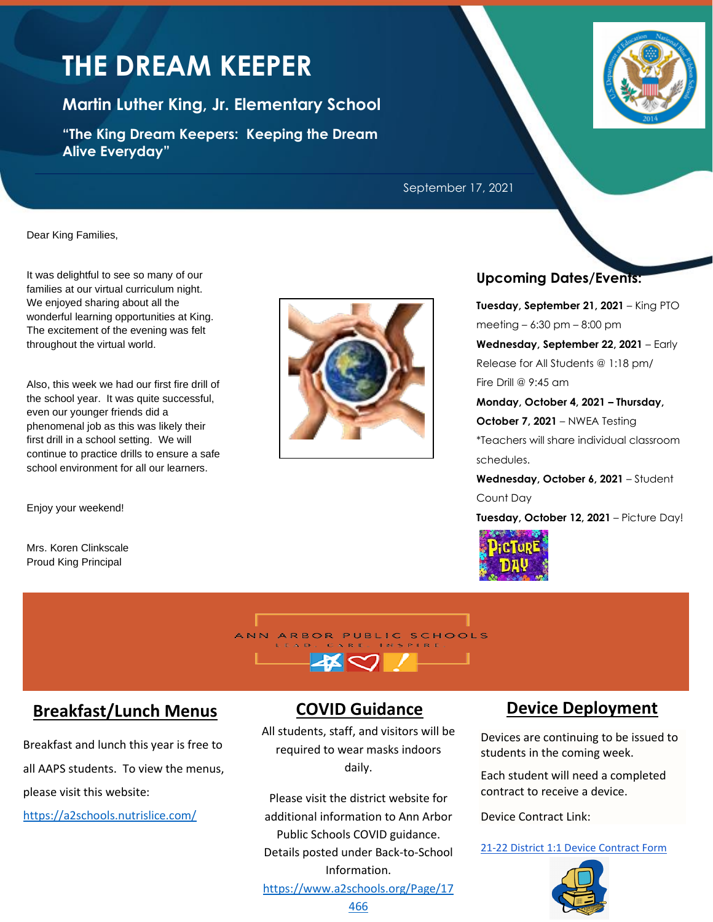# THE DREAM KEEPER

## Martin Luther King, Jr. Elementary School

**"The King Dream Keepers: Keeping the Dream Alive Everyday"**

September 17, 2021

Dear King Families,

It was delightful to see so many of our families at our virtual curriculum night. We enjoyed sharing about all the wonderful learning opportunities at King. The excitement of the evening was felt throughout the virtual world.

Also, this week we had our first fire drill of the school year. It was quite successful, even our younger friends did a phenomenal job as this was likely their first drill in a school setting. We will continue to practice drills to ensure a safe school environment for all our learners.

Enjoy your weekend!

Mrs. Koren Clinkscale
Proud King Principal

## Upcoming Dates/Events:

**Tuesday, September 21, 2021** – King PTO meeting – 6:30 pm – 8:00 pm

**Wednesday, September 22, 2021** – Early Release for All Students @ 1:18 pm/ Fire Drill @ 9:45 am

**Monday, October 4, 2021 – Thursday, October 7, 2021** – NWEA Testing
*Teachers will share individual classroom schedules.

**Wednesday, October 6, 2021** – Student Count Day

**Tuesday, October 12, 2021** – Picture Day!

ANN ARBOR PUBLIC SCHOOLS
LEAD · CARE · INSPIRE

## Breakfast/Lunch Menus

Breakfast and lunch this year is free to all AAPS students. To view the menus, please visit this website:

https://a2schools.nutrislice.com/

## COVID Guidance

All students, staff, and visitors will be required to wear masks indoors daily.

Please visit the district website for additional information to Ann Arbor Public Schools COVID guidance. Details posted under Back-to-School Information.

https://www.a2schools.org/Page/17466

## Device Deployment

Devices are continuing to be issued to students in the coming week.

Each student will need a completed contract to receive a device.

Device Contract Link:

21-22 District 1:1 Device Contract Form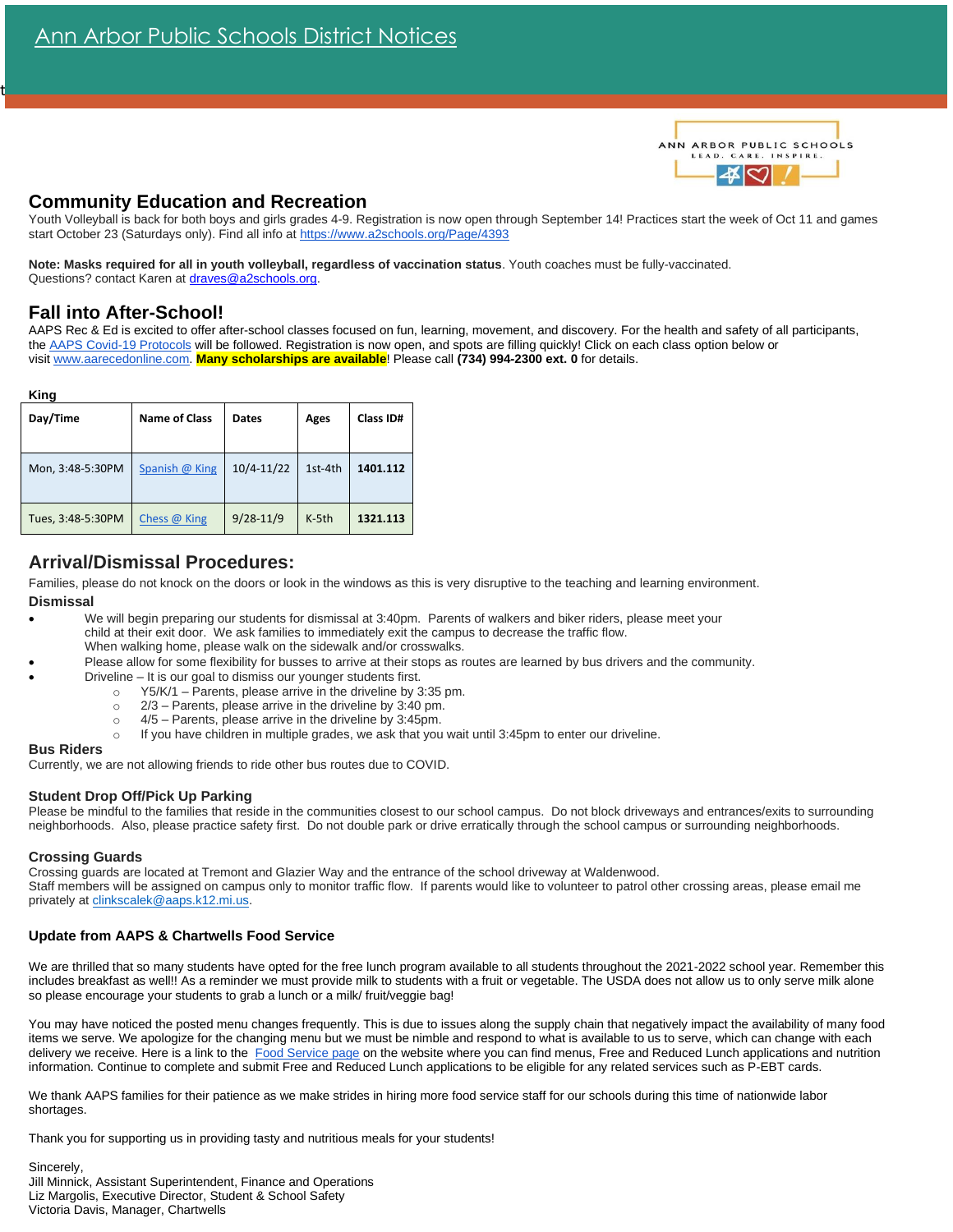# Ann Arbor Public Schools District Notices

## Community Education and Recreation

Youth Volleyball is back for both boys and girls grades 4-9. Registration is now open through September 14! Practices start the week of Oct 11 and games start October 23 (Saturdays only). Find all info at https://www.a2schools.org/Page/4393

**Note: Masks required for all in youth volleyball, regardless of vaccination status**. Youth coaches must be fully-vaccinated. Questions? contact Karen at draves@a2schools.org.

## Fall into After-School!

AAPS Rec & Ed is excited to offer after-school classes focused on fun, learning, movement, and discovery. For the health and safety of all participants, the AAPS Covid-19 Protocols will be followed. Registration is now open, and spots are filling quickly! Click on each class option below or visit www.aarecedonline.com. **Many scholarships are available**! Please call **(734) 994-2300 ext. 0** for details.

**King**

| Day/Time | Name of Class | Dates | Ages | Class ID# |
|---|---|---|---|---|
| Mon, 3:48-5:30PM | Spanish @ King | 10/4-11/22 | 1st-4th | **1401.112** |
| Tues, 3:48-5:30PM | Chess @ King | 9/28-11/9 | K-5th | **1321.113** |

## Arrival/Dismissal Procedures:

Families, please do not knock on the doors or look in the windows as this is very disruptive to the teaching and learning environment.

### Dismissal

- We will begin preparing our students for dismissal at 3:40pm. Parents of walkers and biker riders, please meet your child at their exit door. We ask families to immediately exit the campus to decrease the traffic flow. When walking home, please walk on the sidewalk and/or crosswalks.
- Please allow for some flexibility for busses to arrive at their stops as routes are learned by bus drivers and the community.
- Driveline – It is our goal to dismiss our younger students first.
  - Y5/K/1 – Parents, please arrive in the driveline by 3:35 pm.
  - 2/3 – Parents, please arrive in the driveline by 3:40 pm.
  - 4/5 – Parents, please arrive in the driveline by 3:45pm.
  - If you have children in multiple grades, we ask that you wait until 3:45pm to enter our driveline.

### Bus Riders

Currently, we are not allowing friends to ride other bus routes due to COVID.

### Student Drop Off/Pick Up Parking

Please be mindful to the families that reside in the communities closest to our school campus. Do not block driveways and entrances/exits to surrounding neighborhoods. Also, please practice safety first. Do not double park or drive erratically through the school campus or surrounding neighborhoods.

### Crossing Guards

Crossing guards are located at Tremont and Glazier Way and the entrance of the school driveway at Waldenwood.
Staff members will be assigned on campus only to monitor traffic flow. If parents would like to volunteer to patrol other crossing areas, please email me privately at clinkscalek@aaps.k12.mi.us.

### Update from AAPS & Chartwells Food Service

We are thrilled that so many students have opted for the free lunch program available to all students throughout the 2021-2022 school year. Remember this includes breakfast as well!! As a reminder we must provide milk to students with a fruit or vegetable. The USDA does not allow us to only serve milk alone so please encourage your students to grab a lunch or a milk/ fruit/veggie bag!

You may have noticed the posted menu changes frequently. This is due to issues along the supply chain that negatively impact the availability of many food items we serve. We apologize for the changing menu but we must be nimble and respond to what is available to us to serve, which can change with each delivery we receive. Here is a link to the Food Service page on the website where you can find menus, Free and Reduced Lunch applications and nutrition information. Continue to complete and submit Free and Reduced Lunch applications to be eligible for any related services such as P-EBT cards.

We thank AAPS families for their patience as we make strides in hiring more food service staff for our schools during this time of nationwide labor shortages.

Thank you for supporting us in providing tasty and nutritious meals for your students!

Sincerely,
Jill Minnick, Assistant Superintendent, Finance and Operations
Liz Margolis, Executive Director, Student & School Safety
Victoria Davis, Manager, Chartwells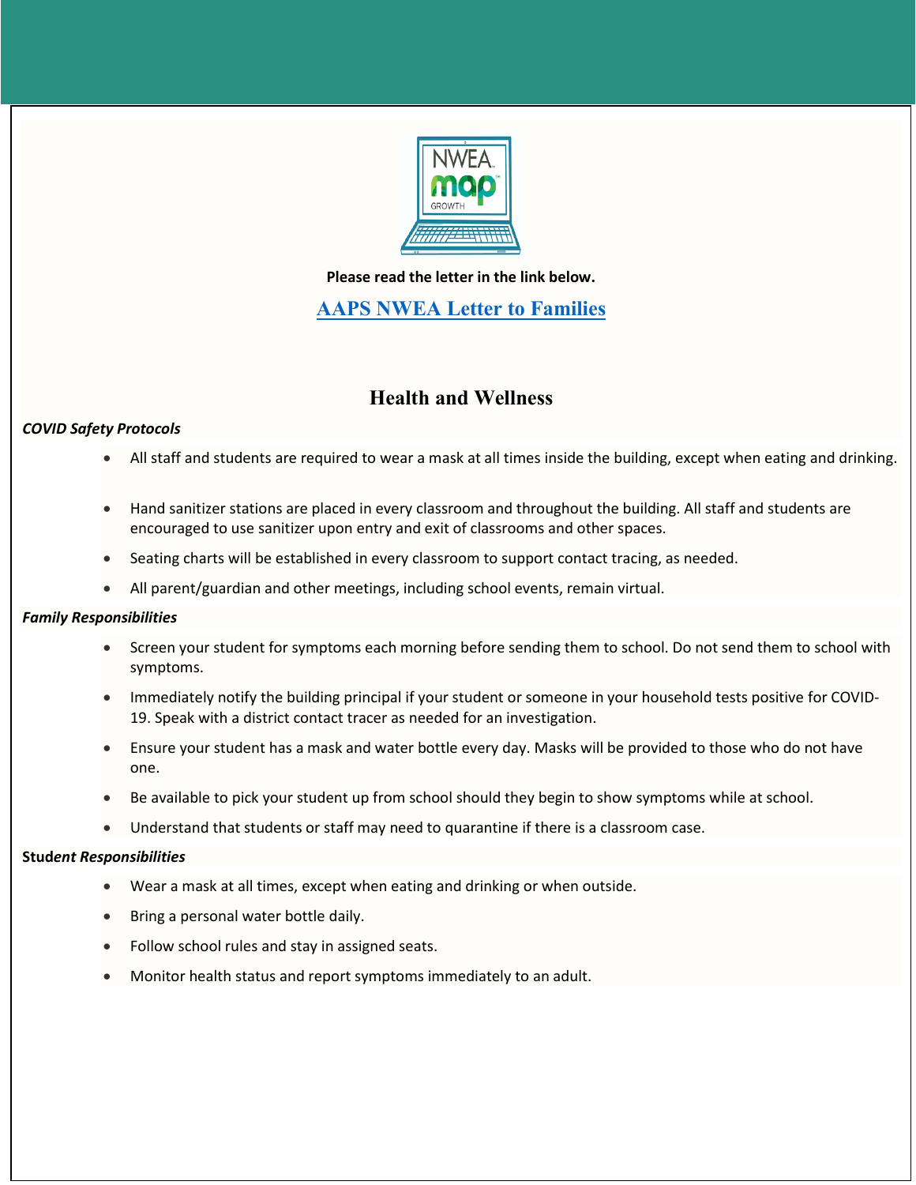**Please read the letter in the link below.**

**AAPS NWEA Letter to Families**

## Health and Wellness

***COVID Safety Protocols***

- All staff and students are required to wear a mask at all times inside the building, except when eating and drinking.
- Hand sanitizer stations are placed in every classroom and throughout the building. All staff and students are encouraged to use sanitizer upon entry and exit of classrooms and other spaces.
- Seating charts will be established in every classroom to support contact tracing, as needed.
- All parent/guardian and other meetings, including school events, remain virtual.

***Family Responsibilities***

- Screen your student for symptoms each morning before sending them to school. Do not send them to school with symptoms.
- Immediately notify the building principal if your student or someone in your household tests positive for COVID-19. Speak with a district contact tracer as needed for an investigation.
- Ensure your student has a mask and water bottle every day. Masks will be provided to those who do not have one.
- Be available to pick your student up from school should they begin to show symptoms while at school.
- Understand that students or staff may need to quarantine if there is a classroom case.

**Stud*ent Responsibilities***

- Wear a mask at all times, except when eating and drinking or when outside.
- Bring a personal water bottle daily.
- Follow school rules and stay in assigned seats.
- Monitor health status and report symptoms immediately to an adult.